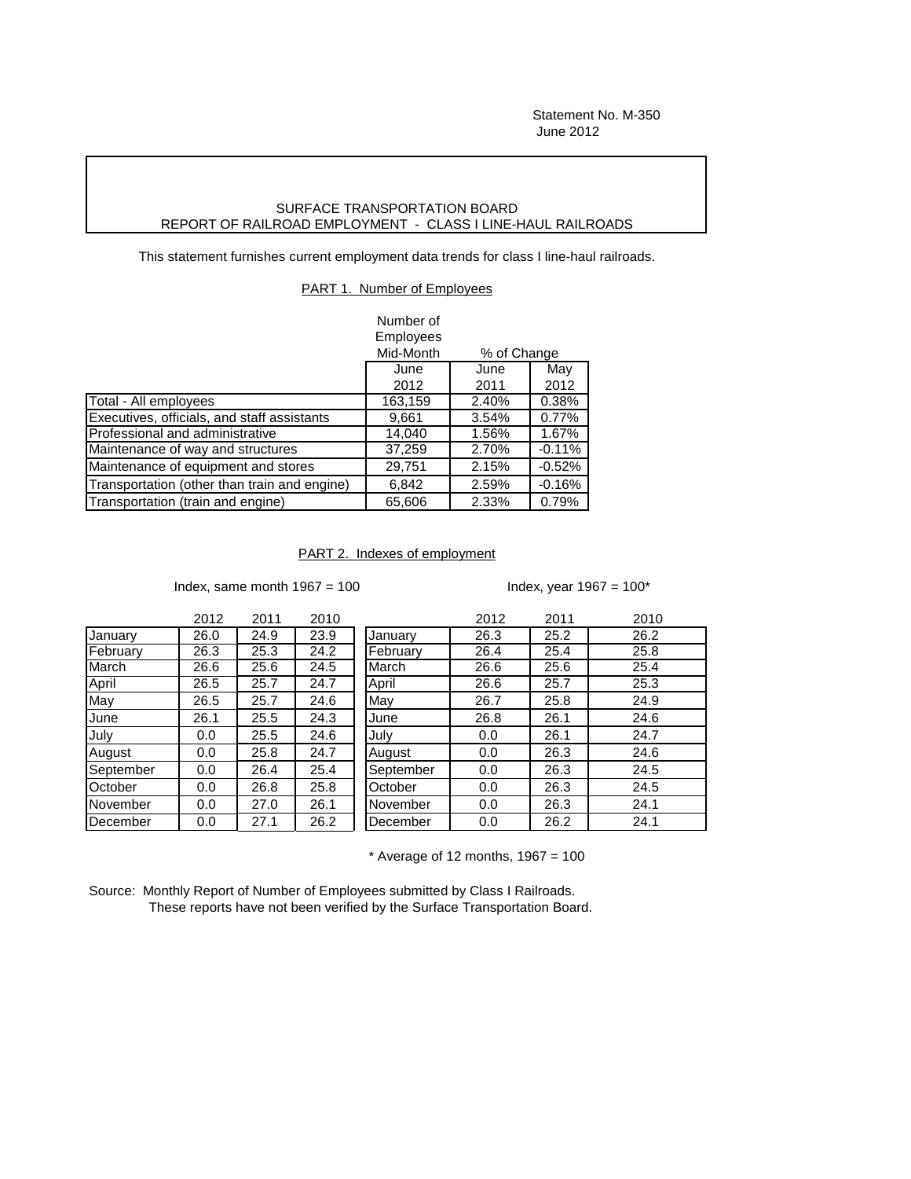Statement No. M-350
June 2012

SURFACE TRANSPORTATION BOARD
REPORT OF RAILROAD EMPLOYMENT - CLASS I LINE-HAUL RAILROADS

This statement furnishes current employment data trends for class I line-haul railroads.

## PART 1. Number of Employees

| | Number of Employees Mid-Month | % of Change | |
|---|---|---|---|
| | June 2012 | June 2011 | May 2012 |
| Total - All employees | 163,159 | 2.40% | 0.38% |
| Executives, officials, and staff assistants | 9,661 | 3.54% | 0.77% |
| Professional and administrative | 14,040 | 1.56% | 1.67% |
| Maintenance of way and structures | 37,259 | 2.70% | -0.11% |
| Maintenance of equipment and stores | 29,751 | 2.15% | -0.52% |
| Transportation (other than train and engine) | 6,842 | 2.59% | -0.16% |
| Transportation (train and engine) | 65,606 | 2.33% | 0.79% |

## PART 2. Indexes of employment

Index, same month 1967 = 100

| | 2012 | 2011 | 2010 |
|---|---|---|---|
| January | 26.0 | 24.9 | 23.9 |
| February | 26.3 | 25.3 | 24.2 |
| March | 26.6 | 25.6 | 24.5 |
| April | 26.5 | 25.7 | 24.7 |
| May | 26.5 | 25.7 | 24.6 |
| June | 26.1 | 25.5 | 24.3 |
| July | 0.0 | 25.5 | 24.6 |
| August | 0.0 | 25.8 | 24.7 |
| September | 0.0 | 26.4 | 25.4 |
| October | 0.0 | 26.8 | 25.8 |
| November | 0.0 | 27.0 | 26.1 |
| December | 0.0 | 27.1 | 26.2 |

Index, year 1967 = 100*

| | 2012 | 2011 | 2010 |
|---|---|---|---|
| January | 26.3 | 25.2 | 26.2 |
| February | 26.4 | 25.4 | 25.8 |
| March | 26.6 | 25.6 | 25.4 |
| April | 26.6 | 25.7 | 25.3 |
| May | 26.7 | 25.8 | 24.9 |
| June | 26.8 | 26.1 | 24.6 |
| July | 0.0 | 26.1 | 24.7 |
| August | 0.0 | 26.3 | 24.6 |
| September | 0.0 | 26.3 | 24.5 |
| October | 0.0 | 26.3 | 24.5 |
| November | 0.0 | 26.3 | 24.1 |
| December | 0.0 | 26.2 | 24.1 |

\* Average of 12 months, 1967 = 100

Source: Monthly Report of Number of Employees submitted by Class I Railroads.
These reports have not been verified by the Surface Transportation Board.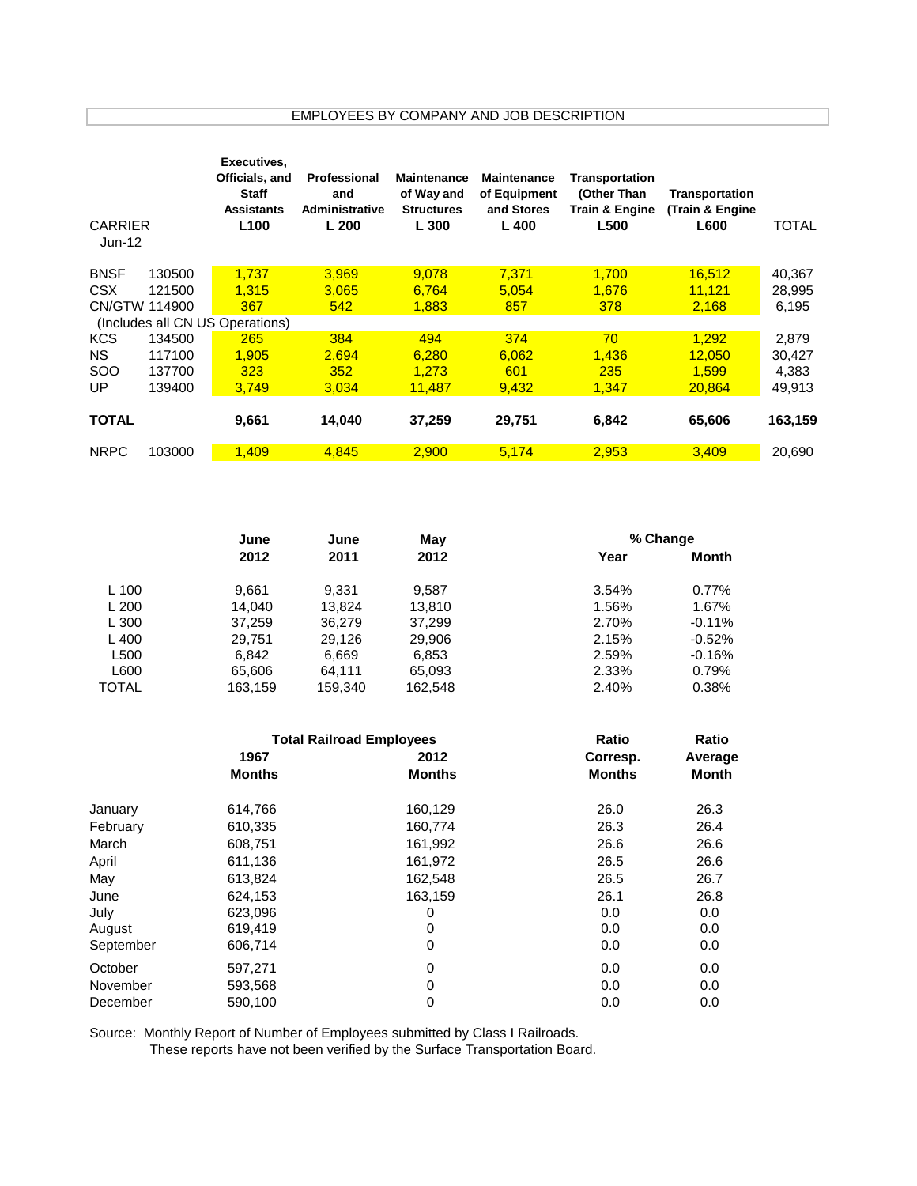## EMPLOYEES BY COMPANY AND JOB DESCRIPTION

| CARRIER Jun-12 | | Executives, Officials, and Staff Assistants L100 | Professional and Administrative L 200 | Maintenance of Way and Structures L 300 | Maintenance of Equipment and Stores L 400 | Transportation (Other Than Train & Engine L500 | Transportation (Train & Engine L600 | TOTAL |
|---|---|---|---|---|---|---|---|---|
| BNSF | 130500 | 1,737 | 3,969 | 9,078 | 7,371 | 1,700 | 16,512 | 40,367 |
| CSX | 121500 | 1,315 | 3,065 | 6,764 | 5,054 | 1,676 | 11,121 | 28,995 |
| CN/GTW | 114900 | 367 | 542 | 1,883 | 857 | 378 | 2,168 | 6,195 |
| (Includes all CN US Operations) | | | | | | | | |
| KCS | 134500 | 265 | 384 | 494 | 374 | 70 | 1,292 | 2,879 |
| NS | 117100 | 1,905 | 2,694 | 6,280 | 6,062 | 1,436 | 12,050 | 30,427 |
| SOO | 137700 | 323 | 352 | 1,273 | 601 | 235 | 1,599 | 4,383 |
| UP | 139400 | 3,749 | 3,034 | 11,487 | 9,432 | 1,347 | 20,864 | 49,913 |
| **TOTAL** | | **9,661** | **14,040** | **37,259** | **29,751** | **6,842** | **65,606** | **163,159** |
| NRPC | 103000 | 1,409 | 4,845 | 2,900 | 5,174 | 2,953 | 3,409 | 20,690 |

| | June 2012 | June 2011 | May 2012 | % Change Year | % Change Month |
|---|---|---|---|---|---|
| L 100 | 9,661 | 9,331 | 9,587 | 3.54% | 0.77% |
| L 200 | 14,040 | 13,824 | 13,810 | 1.56% | 1.67% |
| L 300 | 37,259 | 36,279 | 37,299 | 2.70% | -0.11% |
| L 400 | 29,751 | 29,126 | 29,906 | 2.15% | -0.52% |
| L500 | 6,842 | 6,669 | 6,853 | 2.59% | -0.16% |
| L600 | 65,606 | 64,111 | 65,093 | 2.33% | 0.79% |
| TOTAL | 163,159 | 159,340 | 162,548 | 2.40% | 0.38% |

| | Total Railroad Employees 1967 Months | Total Railroad Employees 2012 Months | Ratio Corresp. Months | Ratio Average Month |
|---|---|---|---|---|
| January | 614,766 | 160,129 | 26.0 | 26.3 |
| February | 610,335 | 160,774 | 26.3 | 26.4 |
| March | 608,751 | 161,992 | 26.6 | 26.6 |
| April | 611,136 | 161,972 | 26.5 | 26.6 |
| May | 613,824 | 162,548 | 26.5 | 26.7 |
| June | 624,153 | 163,159 | 26.1 | 26.8 |
| July | 623,096 | 0 | 0.0 | 0.0 |
| August | 619,419 | 0 | 0.0 | 0.0 |
| September | 606,714 | 0 | 0.0 | 0.0 |
| October | 597,271 | 0 | 0.0 | 0.0 |
| November | 593,568 | 0 | 0.0 | 0.0 |
| December | 590,100 | 0 | 0.0 | 0.0 |

Source: Monthly Report of Number of Employees submitted by Class I Railroads.
These reports have not been verified by the Surface Transportation Board.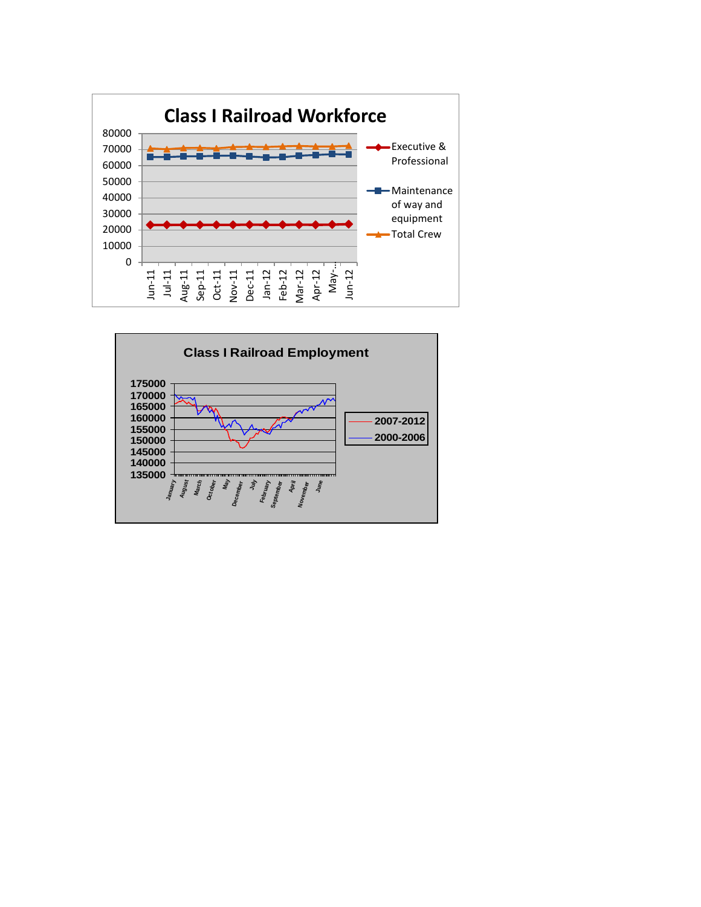Class I Railroad Workforce

80000
70000
60000
50000
40000
30000
20000
10000
0

Jun-11
Jul-11
Aug-11
Sep-11
Oct-11
Nov-11
Dec-11
Jan-12
Feb-12
Mar-12
Apr-12
May-...
Jun-12

Executive & Professional

Maintenance of way and equipment

Total Crew

Class I Railroad Employment

175000
170000
165000
160000
155000
150000
145000
140000
135000

January
August
March
October
May
December
July
February
September
April
November
June

2007-2012

2000-2006